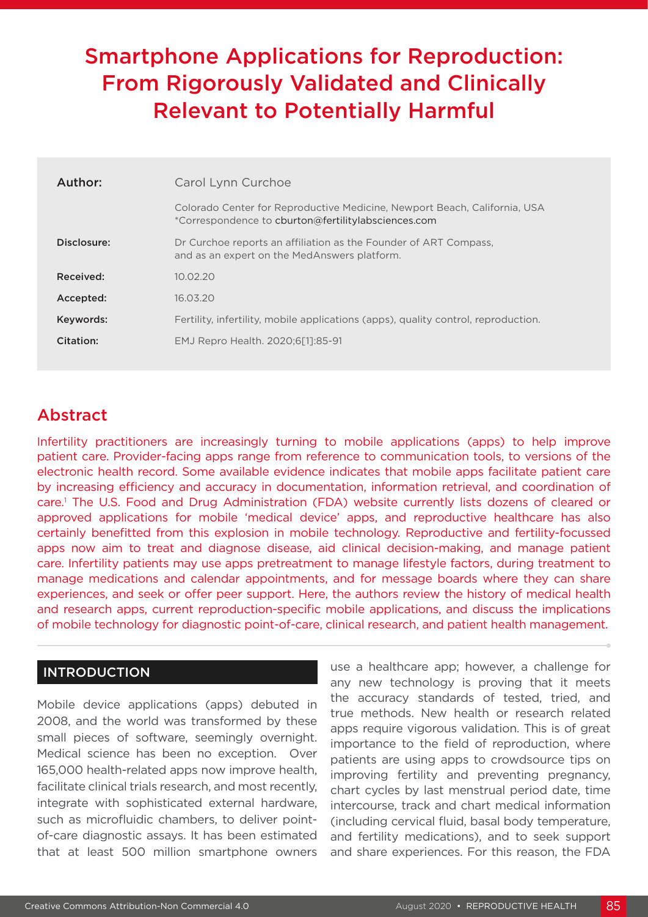# Smartphone Applications for Reproduction: From Rigorously Validated and Clinically Relevant to Potentially Harmful

| | |
|---|---|
| **Author:** | Carol Lynn Curchoe |
| | Colorado Center for Reproductive Medicine, Newport Beach, California, USA<br>*Correspondence to cburton@fertilitylabsciences.com |
| **Disclosure:** | Dr Curchoe reports an affiliation as the Founder of ART Compass, and as an expert on the MedAnswers platform. |
| **Received:** | 10.02.20 |
| **Accepted:** | 16.03.20 |
| **Keywords:** | Fertility, infertility, mobile applications (apps), quality control, reproduction. |
| **Citation:** | EMJ Repro Health. 2020;6[1]:85-91 |

## Abstract

Infertility practitioners are increasingly turning to mobile applications (apps) to help improve patient care. Provider-facing apps range from reference to communication tools, to versions of the electronic health record. Some available evidence indicates that mobile apps facilitate patient care by increasing efficiency and accuracy in documentation, information retrieval, and coordination of care.[1] The U.S. Food and Drug Administration (FDA) website currently lists dozens of cleared or approved applications for mobile 'medical device' apps, and reproductive healthcare has also certainly benefitted from this explosion in mobile technology. Reproductive and fertility-focussed apps now aim to treat and diagnose disease, aid clinical decision-making, and manage patient care. Infertility patients may use apps pretreatment to manage lifestyle factors, during treatment to manage medications and calendar appointments, and for message boards where they can share experiences, and seek or offer peer support. Here, the authors review the history of medical health and research apps, current reproduction-specific mobile applications, and discuss the implications of mobile technology for diagnostic point-of-care, clinical research, and patient health management.

## INTRODUCTION

Mobile device applications (apps) debuted in 2008, and the world was transformed by these small pieces of software, seemingly overnight. Medical science has been no exception. Over 165,000 health-related apps now improve health, facilitate clinical trials research, and most recently, integrate with sophisticated external hardware, such as microfluidic chambers, to deliver point-of-care diagnostic assays. It has been estimated that at least 500 million smartphone owners use a healthcare app; however, a challenge for any new technology is proving that it meets the accuracy standards of tested, tried, and true methods. New health or research related apps require vigorous validation. This is of great importance to the field of reproduction, where patients are using apps to crowdsource tips on improving fertility and preventing pregnancy, chart cycles by last menstrual period date, time intercourse, track and chart medical information (including cervical fluid, basal body temperature, and fertility medications), and to seek support and share experiences. For this reason, the FDA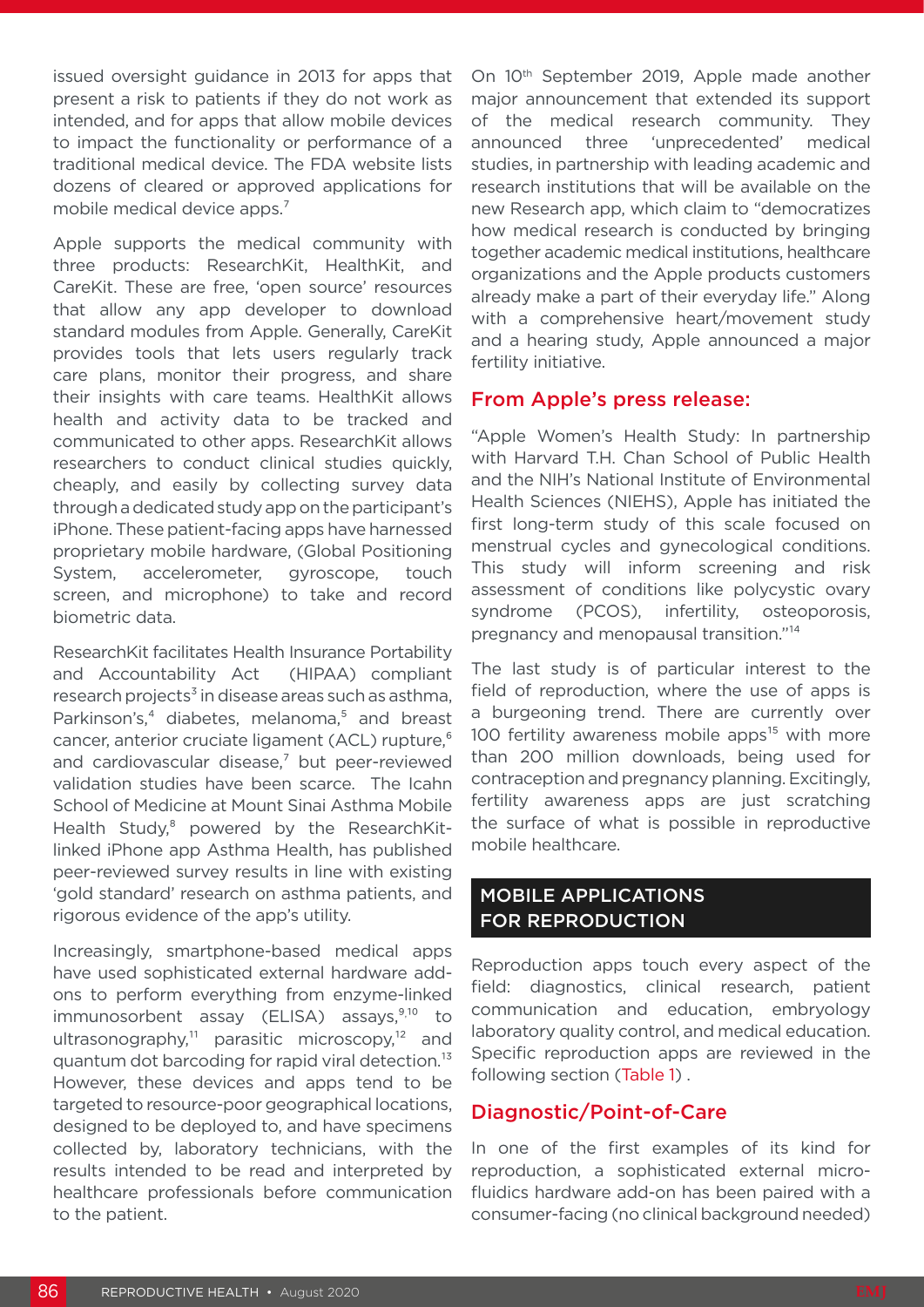issued oversight guidance in 2013 for apps that present a risk to patients if they do not work as intended, and for apps that allow mobile devices to impact the functionality or performance of a traditional medical device. The FDA website lists dozens of cleared or approved applications for mobile medical device apps.[7]

Apple supports the medical community with three products: ResearchKit, HealthKit, and CareKit. These are free, 'open source' resources that allow any app developer to download standard modules from Apple. Generally, CareKit provides tools that lets users regularly track care plans, monitor their progress, and share their insights with care teams. HealthKit allows health and activity data to be tracked and communicated to other apps. ResearchKit allows researchers to conduct clinical studies quickly, cheaply, and easily by collecting survey data through a dedicated study app on the participant's iPhone. These patient-facing apps have harnessed proprietary mobile hardware, (Global Positioning System, accelerometer, gyroscope, touch screen, and microphone) to take and record biometric data.

ResearchKit facilitates Health Insurance Portability and Accountability Act (HIPAA) compliant research projects[3] in disease areas such as asthma, Parkinson's,[4] diabetes, melanoma,[5] and breast cancer, anterior cruciate ligament (ACL) rupture,[6] and cardiovascular disease,[7] but peer-reviewed validation studies have been scarce. The Icahn School of Medicine at Mount Sinai Asthma Mobile Health Study,[8] powered by the ResearchKit-linked iPhone app Asthma Health, has published peer-reviewed survey results in line with existing 'gold standard' research on asthma patients, and rigorous evidence of the app's utility.

Increasingly, smartphone-based medical apps have used sophisticated external hardware add-ons to perform everything from enzyme-linked immunosorbent assay (ELISA) assays,[9,10] to ultrasonography,[11] parasitic microscopy,[12] and quantum dot barcoding for rapid viral detection.[13] However, these devices and apps tend to be targeted to resource-poor geographical locations, designed to be deployed to, and have specimens collected by, laboratory technicians, with the results intended to be read and interpreted by healthcare professionals before communication to the patient.

On 10th September 2019, Apple made another major announcement that extended its support of the medical research community. They announced three 'unprecedented' medical studies, in partnership with leading academic and research institutions that will be available on the new Research app, which claim to "democratizes how medical research is conducted by bringing together academic medical institutions, healthcare organizations and the Apple products customers already make a part of their everyday life." Along with a comprehensive heart/movement study and a hearing study, Apple announced a major fertility initiative.

## From Apple's press release:

"Apple Women's Health Study: In partnership with Harvard T.H. Chan School of Public Health and the NIH's National Institute of Environmental Health Sciences (NIEHS), Apple has initiated the first long-term study of this scale focused on menstrual cycles and gynecological conditions. This study will inform screening and risk assessment of conditions like polycystic ovary syndrome (PCOS), infertility, osteoporosis, pregnancy and menopausal transition."[14]

The last study is of particular interest to the field of reproduction, where the use of apps is a burgeoning trend. There are currently over 100 fertility awareness mobile apps[15] with more than 200 million downloads, being used for contraception and pregnancy planning. Excitingly, fertility awareness apps are just scratching the surface of what is possible in reproductive mobile healthcare.

## MOBILE APPLICATIONS FOR REPRODUCTION

Reproduction apps touch every aspect of the field: diagnostics, clinical research, patient communication and education, embryology laboratory quality control, and medical education. Specific reproduction apps are reviewed in the following section (Table 1) .

### Diagnostic/Point-of-Care

In one of the first examples of its kind for reproduction, a sophisticated external micro-fluidics hardware add-on has been paired with a consumer-facing (no clinical background needed)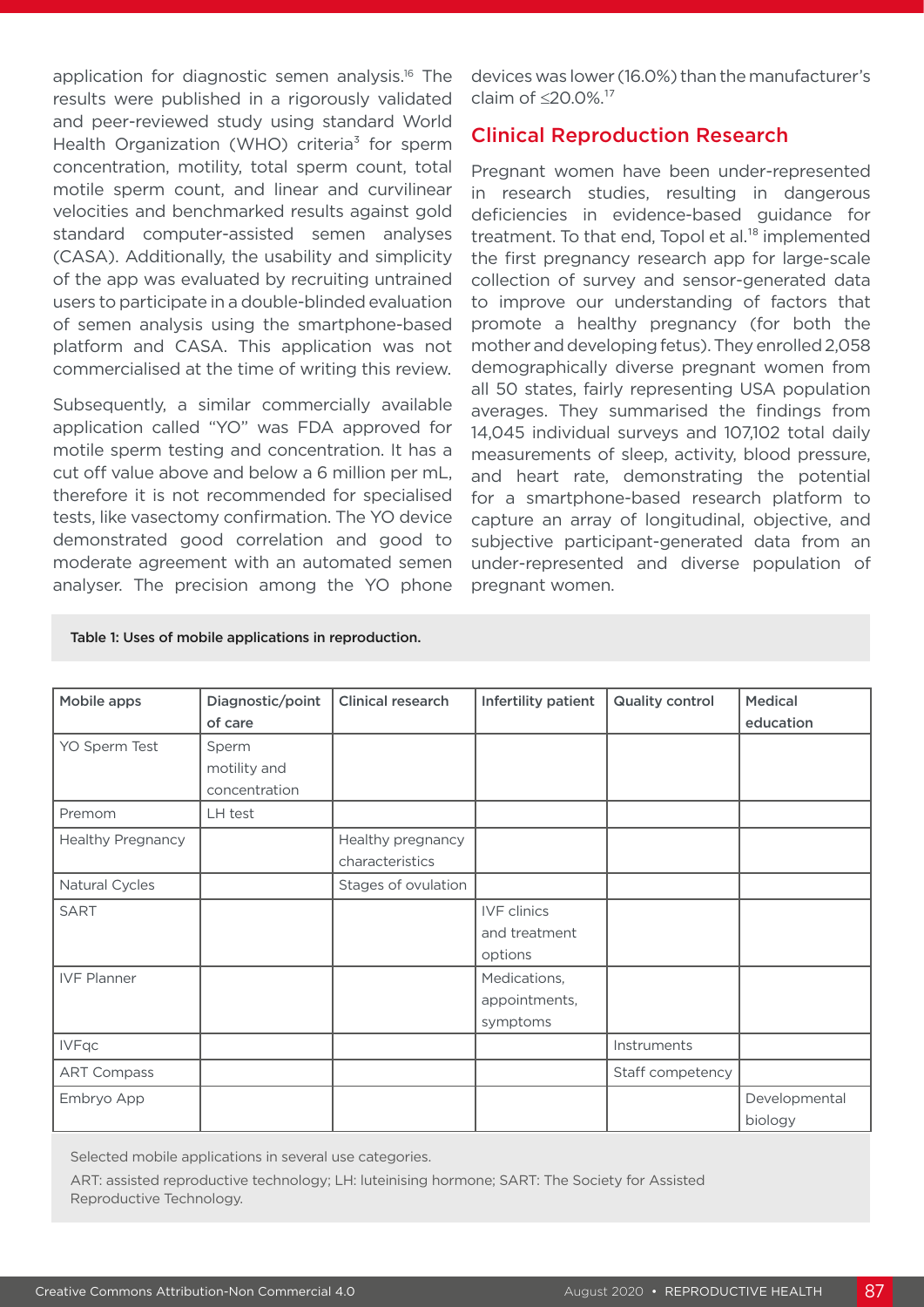application for diagnostic semen analysis.[16] The results were published in a rigorously validated and peer-reviewed study using standard World Health Organization (WHO) criteria[3] for sperm concentration, motility, total sperm count, total motile sperm count, and linear and curvilinear velocities and benchmarked results against gold standard computer-assisted semen analyses (CASA). Additionally, the usability and simplicity of the app was evaluated by recruiting untrained users to participate in a double-blinded evaluation of semen analysis using the smartphone-based platform and CASA. This application was not commercialised at the time of writing this review.

Subsequently, a similar commercially available application called "YO" was FDA approved for motile sperm testing and concentration. It has a cut off value above and below a 6 million per mL, therefore it is not recommended for specialised tests, like vasectomy confirmation. The YO device demonstrated good correlation and good to moderate agreement with an automated semen analyser. The precision among the YO phone devices was lower (16.0%) than the manufacturer's claim of ≤20.0%.[17]

## Clinical Reproduction Research

Pregnant women have been under-represented in research studies, resulting in dangerous deficiencies in evidence-based guidance for treatment. To that end, Topol et al.[18] implemented the first pregnancy research app for large-scale collection of survey and sensor-generated data to improve our understanding of factors that promote a healthy pregnancy (for both the mother and developing fetus). They enrolled 2,058 demographically diverse pregnant women from all 50 states, fairly representing USA population averages. They summarised the findings from 14,045 individual surveys and 107,102 total daily measurements of sleep, activity, blood pressure, and heart rate, demonstrating the potential for a smartphone-based research platform to capture an array of longitudinal, objective, and subjective participant-generated data from an under-represented and diverse population of pregnant women.

Table 1: Uses of mobile applications in reproduction.

| Mobile apps | Diagnostic/point of care | Clinical research | Infertility patient | Quality control | Medical education |
|---|---|---|---|---|---|
| YO Sperm Test | Sperm motility and concentration | | | | |
| Premom | LH test | | | | |
| Healthy Pregnancy | | Healthy pregnancy characteristics | | | |
| Natural Cycles | | Stages of ovulation | | | |
| SART | | | IVF clinics and treatment options | | |
| IVF Planner | | | Medications, appointments, symptoms | | |
| IVFqc | | | | Instruments | |
| ART Compass | | | | Staff competency | |
| Embryo App | | | | | Developmental biology |

Selected mobile applications in several use categories.

ART: assisted reproductive technology; LH: luteinising hormone; SART: The Society for Assisted Reproductive Technology.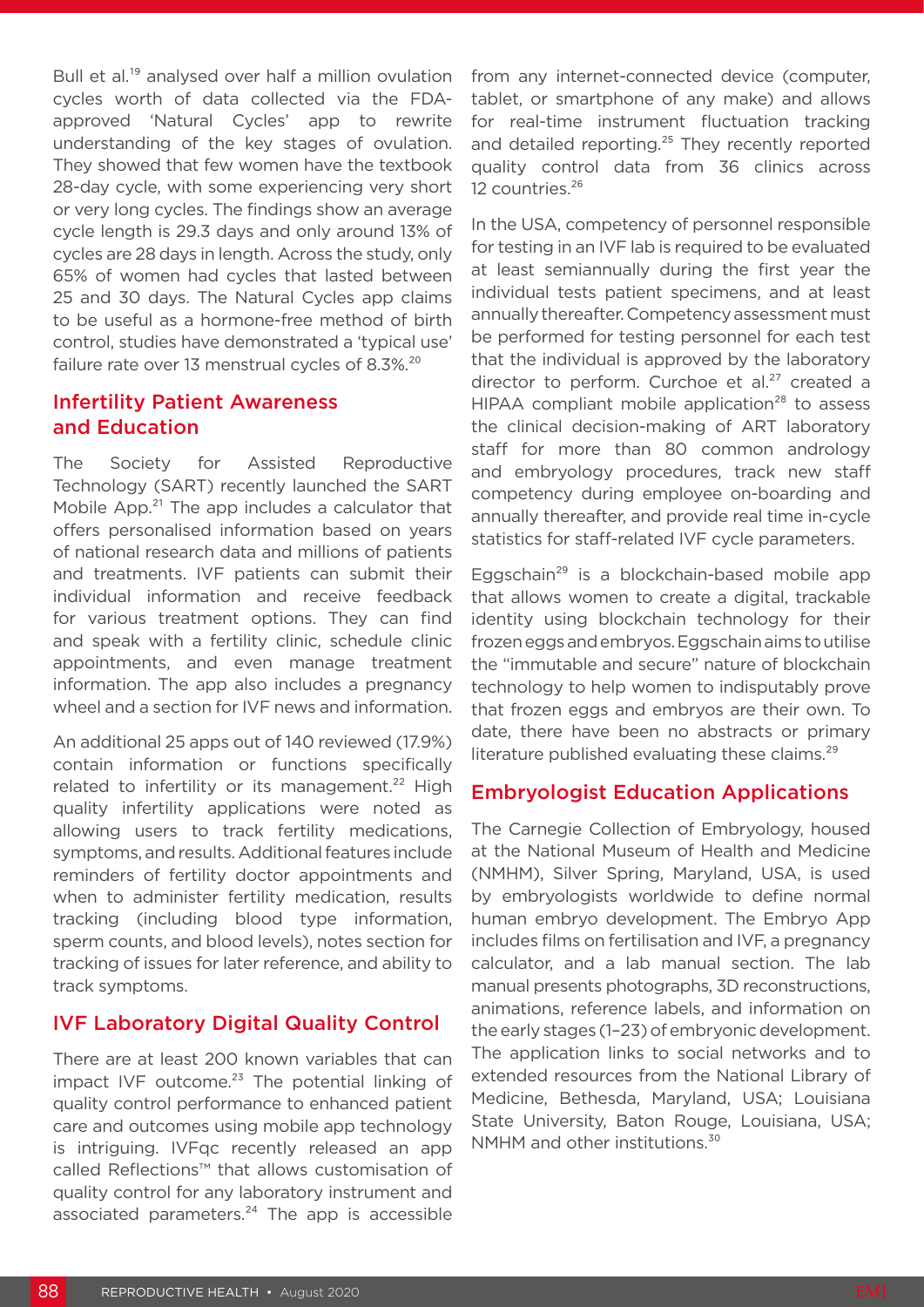Bull et al.[19] analysed over half a million ovulation cycles worth of data collected via the FDA-approved 'Natural Cycles' app to rewrite understanding of the key stages of ovulation. They showed that few women have the textbook 28-day cycle, with some experiencing very short or very long cycles. The findings show an average cycle length is 29.3 days and only around 13% of cycles are 28 days in length. Across the study, only 65% of women had cycles that lasted between 25 and 30 days. The Natural Cycles app claims to be useful as a hormone-free method of birth control, studies have demonstrated a 'typical use' failure rate over 13 menstrual cycles of 8.3%.[20]

## Infertility Patient Awareness and Education

The Society for Assisted Reproductive Technology (SART) recently launched the SART Mobile App.[21] The app includes a calculator that offers personalised information based on years of national research data and millions of patients and treatments. IVF patients can submit their individual information and receive feedback for various treatment options. They can find and speak with a fertility clinic, schedule clinic appointments, and even manage treatment information. The app also includes a pregnancy wheel and a section for IVF news and information.

An additional 25 apps out of 140 reviewed (17.9%) contain information or functions specifically related to infertility or its management.[22] High quality infertility applications were noted as allowing users to track fertility medications, symptoms, and results. Additional features include reminders of fertility doctor appointments and when to administer fertility medication, results tracking (including blood type information, sperm counts, and blood levels), notes section for tracking of issues for later reference, and ability to track symptoms.

## IVF Laboratory Digital Quality Control

There are at least 200 known variables that can impact IVF outcome.[23] The potential linking of quality control performance to enhanced patient care and outcomes using mobile app technology is intriguing. IVFqc recently released an app called Reflections™ that allows customisation of quality control for any laboratory instrument and associated parameters.[24] The app is accessible from any internet-connected device (computer, tablet, or smartphone of any make) and allows for real-time instrument fluctuation tracking and detailed reporting.[25] They recently reported quality control data from 36 clinics across 12 countries.[26]

In the USA, competency of personnel responsible for testing in an IVF lab is required to be evaluated at least semiannually during the first year the individual tests patient specimens, and at least annually thereafter. Competency assessment must be performed for testing personnel for each test that the individual is approved by the laboratory director to perform. Curchoe et al.[27] created a HIPAA compliant mobile application[28] to assess the clinical decision-making of ART laboratory staff for more than 80 common andrology and embryology procedures, track new staff competency during employee on-boarding and annually thereafter, and provide real time in-cycle statistics for staff-related IVF cycle parameters.

Eggschain[29] is a blockchain-based mobile app that allows women to create a digital, trackable identity using blockchain technology for their frozen eggs and embryos. Eggschain aims to utilise the "immutable and secure" nature of blockchain technology to help women to indisputably prove that frozen eggs and embryos are their own. To date, there have been no abstracts or primary literature published evaluating these claims.[29]

## Embryologist Education Applications

The Carnegie Collection of Embryology, housed at the National Museum of Health and Medicine (NMHM), Silver Spring, Maryland, USA, is used by embryologists worldwide to define normal human embryo development. The Embryo App includes films on fertilisation and IVF, a pregnancy calculator, and a lab manual section. The lab manual presents photographs, 3D reconstructions, animations, reference labels, and information on the early stages (1–23) of embryonic development. The application links to social networks and to extended resources from the National Library of Medicine, Bethesda, Maryland, USA; Louisiana State University, Baton Rouge, Louisiana, USA; NMHM and other institutions.[30]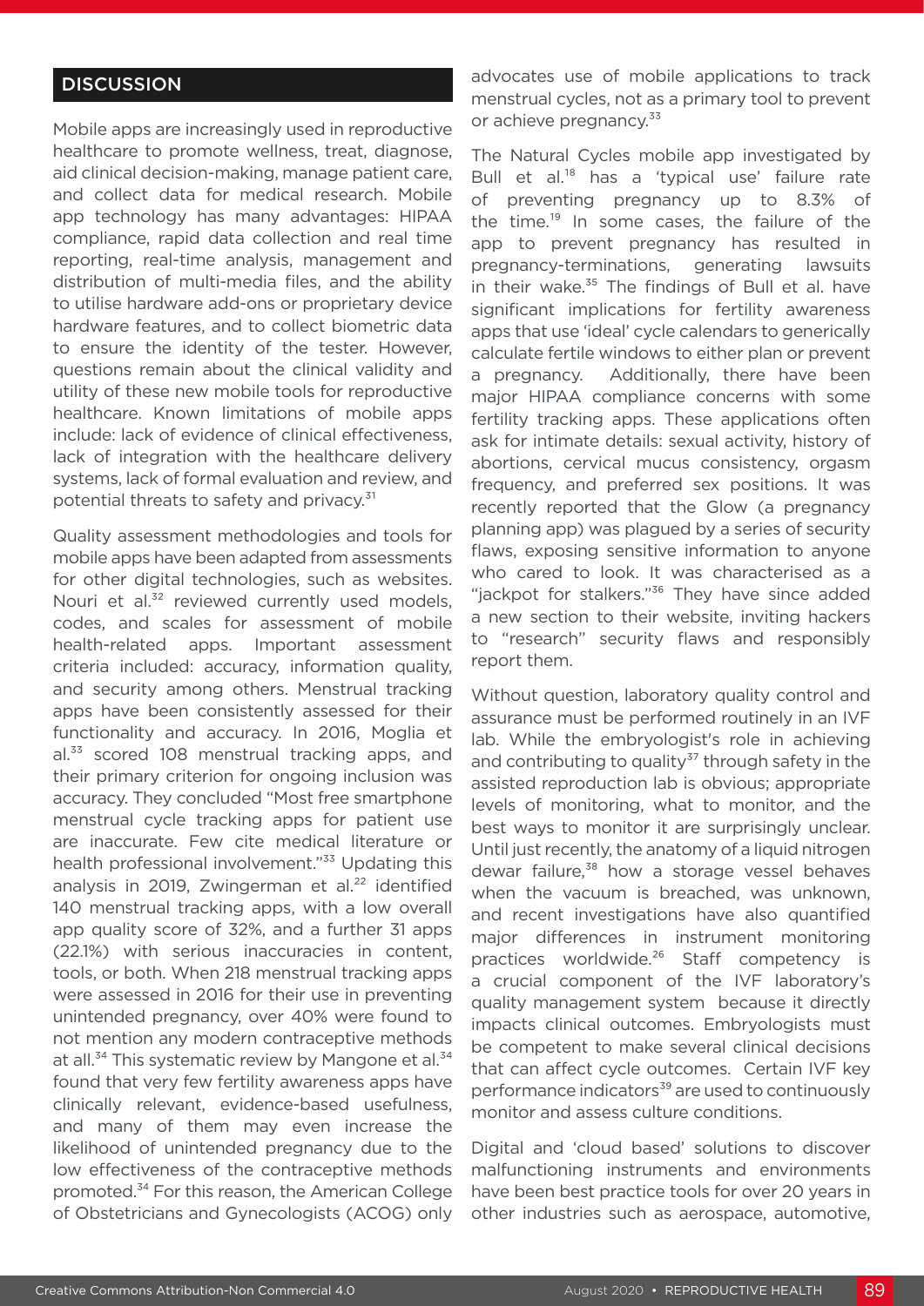## DISCUSSION

Mobile apps are increasingly used in reproductive healthcare to promote wellness, treat, diagnose, aid clinical decision-making, manage patient care, and collect data for medical research. Mobile app technology has many advantages: HIPAA compliance, rapid data collection and real time reporting, real-time analysis, management and distribution of multi-media files, and the ability to utilise hardware add-ons or proprietary device hardware features, and to collect biometric data to ensure the identity of the tester. However, questions remain about the clinical validity and utility of these new mobile tools for reproductive healthcare. Known limitations of mobile apps include: lack of evidence of clinical effectiveness, lack of integration with the healthcare delivery systems, lack of formal evaluation and review, and potential threats to safety and privacy.[31]

Quality assessment methodologies and tools for mobile apps have been adapted from assessments for other digital technologies, such as websites. Nouri et al.[32] reviewed currently used models, codes, and scales for assessment of mobile health-related apps. Important assessment criteria included: accuracy, information quality, and security among others. Menstrual tracking apps have been consistently assessed for their functionality and accuracy. In 2016, Moglia et al.[33] scored 108 menstrual tracking apps, and their primary criterion for ongoing inclusion was accuracy. They concluded "Most free smartphone menstrual cycle tracking apps for patient use are inaccurate. Few cite medical literature or health professional involvement."[33] Updating this analysis in 2019, Zwingerman et al.[22] identified 140 menstrual tracking apps, with a low overall app quality score of 32%, and a further 31 apps (22.1%) with serious inaccuracies in content, tools, or both. When 218 menstrual tracking apps were assessed in 2016 for their use in preventing unintended pregnancy, over 40% were found to not mention any modern contraceptive methods at all.[34] This systematic review by Mangone et al.[34] found that very few fertility awareness apps have clinically relevant, evidence-based usefulness, and many of them may even increase the likelihood of unintended pregnancy due to the low effectiveness of the contraceptive methods promoted.[34] For this reason, the American College of Obstetricians and Gynecologists (ACOG) only advocates use of mobile applications to track menstrual cycles, not as a primary tool to prevent or achieve pregnancy.[33]

The Natural Cycles mobile app investigated by Bull et al.[18] has a 'typical use' failure rate of preventing pregnancy up to 8.3% of the time.[19] In some cases, the failure of the app to prevent pregnancy has resulted in pregnancy-terminations, generating lawsuits in their wake.[35] The findings of Bull et al. have significant implications for fertility awareness apps that use 'ideal' cycle calendars to generically calculate fertile windows to either plan or prevent a pregnancy. Additionally, there have been major HIPAA compliance concerns with some fertility tracking apps. These applications often ask for intimate details: sexual activity, history of abortions, cervical mucus consistency, orgasm frequency, and preferred sex positions. It was recently reported that the Glow (a pregnancy planning app) was plagued by a series of security flaws, exposing sensitive information to anyone who cared to look. It was characterised as a "jackpot for stalkers."[36] They have since added a new section to their website, inviting hackers to "research" security flaws and responsibly report them.

Without question, laboratory quality control and assurance must be performed routinely in an IVF lab. While the embryologist's role in achieving and contributing to quality[37] through safety in the assisted reproduction lab is obvious; appropriate levels of monitoring, what to monitor, and the best ways to monitor it are surprisingly unclear. Until just recently, the anatomy of a liquid nitrogen dewar failure,[38] how a storage vessel behaves when the vacuum is breached, was unknown, and recent investigations have also quantified major differences in instrument monitoring practices worldwide.[26] Staff competency is a crucial component of the IVF laboratory's quality management system because it directly impacts clinical outcomes. Embryologists must be competent to make several clinical decisions that can affect cycle outcomes. Certain IVF key performance indicators[39] are used to continuously monitor and assess culture conditions.

Digital and 'cloud based' solutions to discover malfunctioning instruments and environments have been best practice tools for over 20 years in other industries such as aerospace, automotive,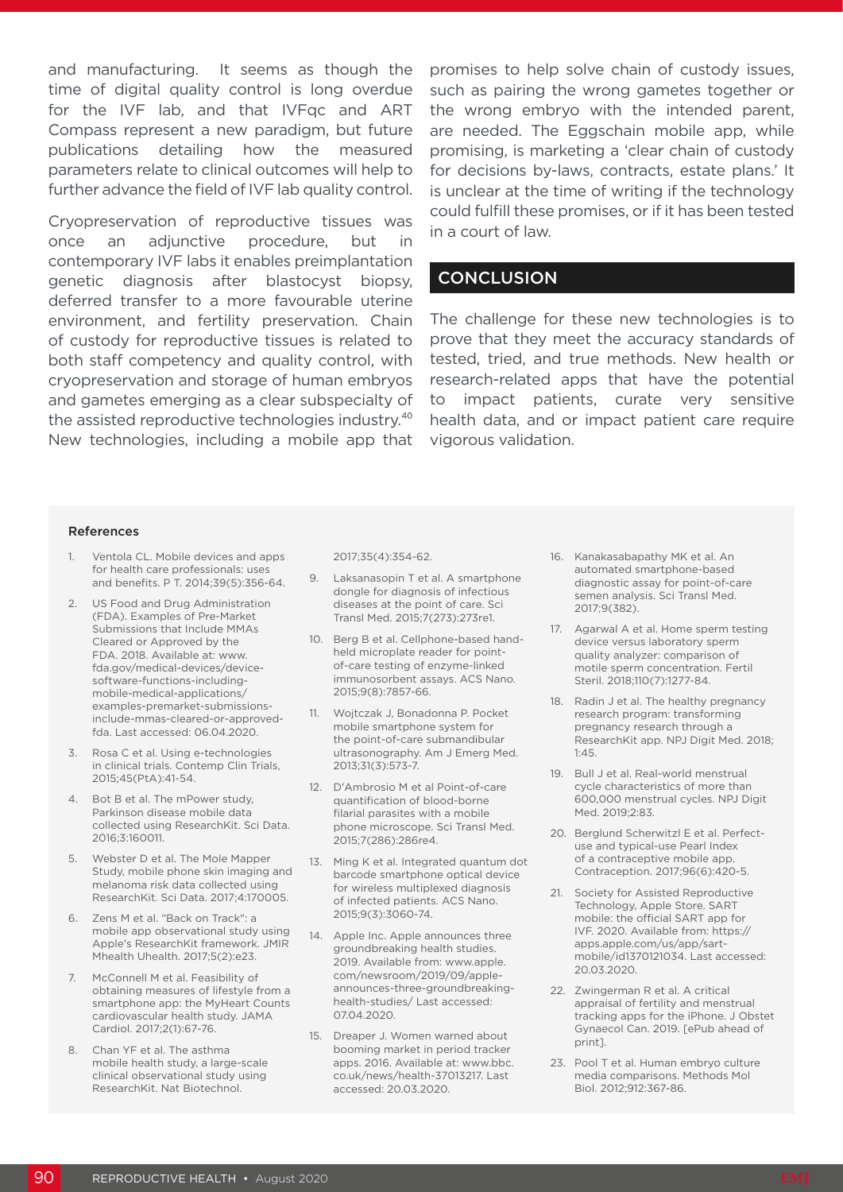and manufacturing. It seems as though the time of digital quality control is long overdue for the IVF lab, and that IVFqc and ART Compass represent a new paradigm, but future publications detailing how the measured parameters relate to clinical outcomes will help to further advance the field of IVF lab quality control.

Cryopreservation of reproductive tissues was once an adjunctive procedure, but in contemporary IVF labs it enables preimplantation genetic diagnosis after blastocyst biopsy, deferred transfer to a more favourable uterine environment, and fertility preservation. Chain of custody for reproductive tissues is related to both staff competency and quality control, with cryopreservation and storage of human embryos and gametes emerging as a clear subspecialty of the assisted reproductive technologies industry.[40] New technologies, including a mobile app that promises to help solve chain of custody issues, such as pairing the wrong gametes together or the wrong embryo with the intended parent, are needed. The Eggschain mobile app, while promising, is marketing a 'clear chain of custody for decisions by-laws, contracts, estate plans.' It is unclear at the time of writing if the technology could fulfill these promises, or if it has been tested in a court of law.

## CONCLUSION

The challenge for these new technologies is to prove that they meet the accuracy standards of tested, tried, and true methods. New health or research-related apps that have the potential to impact patients, curate very sensitive health data, and or impact patient care require vigorous validation.

### References

1. Ventola CL. Mobile devices and apps for health care professionals: uses and benefits. P T. 2014;39(5):356-64.
2. US Food and Drug Administration (FDA). Examples of Pre-Market Submissions that Include MMAs Cleared or Approved by the FDA. 2018. Available at: www.fda.gov/medical-devices/device-software-functions-including-mobile-medical-applications/examples-premarket-submissions-include-mmas-cleared-or-approved-fda. Last accessed: 06.04.2020.
3. Rosa C et al. Using e-technologies in clinical trials. Contemp Clin Trials, 2015;45(PtA):41-54.
4. Bot B et al. The mPower study, Parkinson disease mobile data collected using ResearchKit. Sci Data. 2016;3:160011.
5. Webster D et al. The Mole Mapper Study, mobile phone skin imaging and melanoma risk data collected using ResearchKit. Sci Data. 2017;4:170005.
6. Zens M et al. "Back on Track": a mobile app observational study using Apple's ResearchKit framework. JMIR Mhealth Uhealth. 2017;5(2):e23.
7. McConnell M et al. Feasibility of obtaining measures of lifestyle from a smartphone app: the MyHeart Counts cardiovascular health study. JAMA Cardiol. 2017;2(1):67-76.
8. Chan YF et al. The asthma mobile health study, a large-scale clinical observational study using ResearchKit. Nat Biotechnol. 2017;35(4):354-62.
9. Laksanasopin T et al. A smartphone dongle for diagnosis of infectious diseases at the point of care. Sci Transl Med. 2015;7(273):273re1.
10. Berg B et al. Cellphone-based hand-held microplate reader for point-of-care testing of enzyme-linked immunosorbent assays. ACS Nano. 2015;9(8):7857-66.
11. Wojtczak J, Bonadonna P. Pocket mobile smartphone system for the point-of-care submandibular ultrasonography. Am J Emerg Med. 2013;31(3):573-7.
12. D'Ambrosio M et al Point-of-care quantification of blood-borne filarial parasites with a mobile phone microscope. Sci Transl Med. 2015;7(286):286re4.
13. Ming K et al. Integrated quantum dot barcode smartphone optical device for wireless multiplexed diagnosis of infected patients. ACS Nano. 2015;9(3):3060-74.
14. Apple Inc. Apple announces three groundbreaking health studies. 2019. Available from: www.apple.com/newsroom/2019/09/apple-announces-three-groundbreaking-health-studies/ Last accessed: 07.04.2020.
15. Dreaper J. Women warned about booming market in period tracker apps. 2016. Available at: www.bbc.co.uk/news/health-37013217. Last accessed: 20.03.2020.
16. Kanakasabapathy MK et al. An automated smartphone-based diagnostic assay for point-of-care semen analysis. Sci Transl Med. 2017;9(382).
17. Agarwal A et al. Home sperm testing device versus laboratory sperm quality analyzer: comparison of motile sperm concentration. Fertil Steril. 2018;110(7):1277-84.
18. Radin J et al. The healthy pregnancy research program: transforming pregnancy research through a ResearchKit app. NPJ Digit Med. 2018; 1:45.
19. Bull J et al. Real-world menstrual cycle characteristics of more than 600,000 menstrual cycles. NPJ Digit Med. 2019;2:83.
20. Berglund Scherwitzl E et al. Perfect-use and typical-use Pearl Index of a contraceptive mobile app. Contraception. 2017;96(6):420-5.
21. Society for Assisted Reproductive Technology, Apple Store. SART mobile: the official SART app for IVF. 2020. Available from: https://apps.apple.com/us/app/sart-mobile/id1370121034. Last accessed: 20.03.2020.
22. Zwingerman R et al. A critical appraisal of fertility and menstrual tracking apps for the iPhone. J Obstet Gynaecol Can. 2019. [ePub ahead of print].
23. Pool T et al. Human embryo culture media comparisons. Methods Mol Biol. 2012;912:367-86.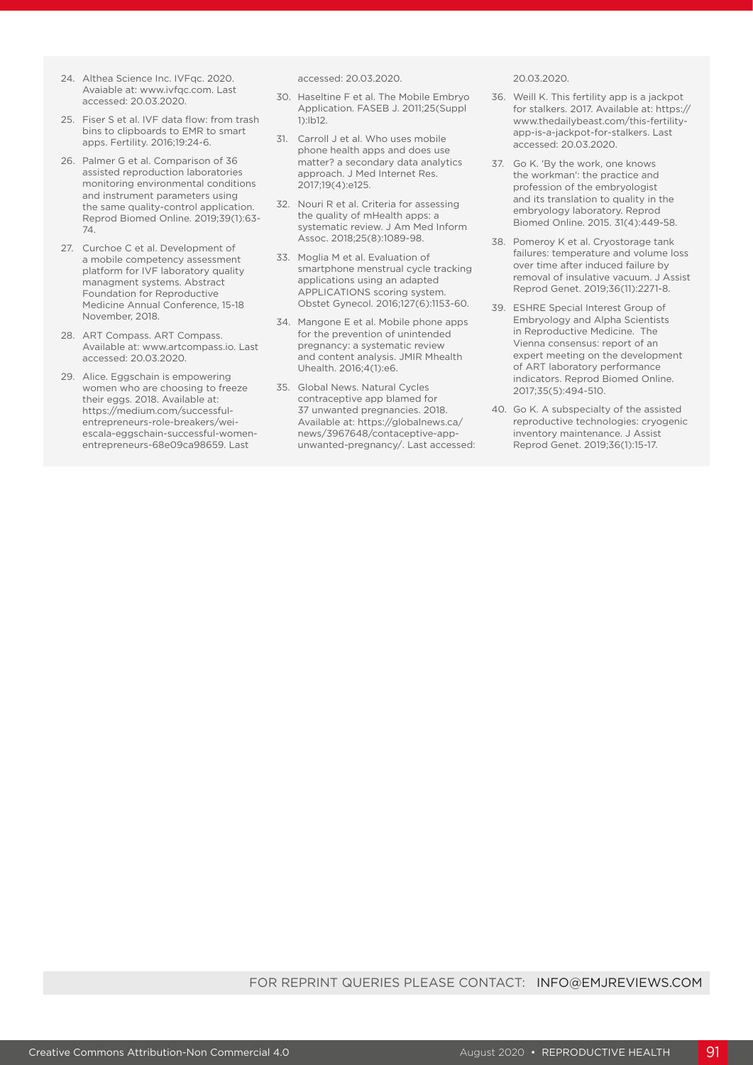24. Althea Science Inc. IVFqc. 2020. Avaiable at: www.ivfqc.com. Last accessed: 20.03.2020.
25. Fiser S et al. IVF data flow: from trash bins to clipboards to EMR to smart apps. Fertility. 2016;19:24-6.
26. Palmer G et al. Comparison of 36 assisted reproduction laboratories monitoring environmental conditions and instrument parameters using the same quality-control application. Reprod Biomed Online. 2019;39(1):63-74.
27. Curchoe C et al. Development of a mobile competency assessment platform for IVF laboratory quality managment systems. Abstract Foundation for Reproductive Medicine Annual Conference, 15-18 November, 2018.
28. ART Compass. ART Compass. Available at: www.artcompass.io. Last accessed: 20.03.2020.
29. Alice. Eggschain is empowering women who are choosing to freeze their eggs. 2018. Available at: https://medium.com/successful-entrepreneurs-role-breakers/wei-escala-eggschain-successful-women-entrepreneurs-68e09ca98659. Last accessed: 20.03.2020.
30. Haseltine F et al. The Mobile Embryo Application. FASEB J. 2011;25(Suppl 1):lb12.
31. Carroll J et al. Who uses mobile phone health apps and does use matter? a secondary data analytics approach. J Med Internet Res. 2017;19(4):e125.
32. Nouri R et al. Criteria for assessing the quality of mHealth apps: a systematic review. J Am Med Inform Assoc. 2018;25(8):1089-98.
33. Moglia M et al. Evaluation of smartphone menstrual cycle tracking applications using an adapted APPLICATIONS scoring system. Obstet Gynecol. 2016;127(6):1153-60.
34. Mangone E et al. Mobile phone apps for the prevention of unintended pregnancy: a systematic review and content analysis. JMIR Mhealth Uhealth. 2016;4(1):e6.
35. Global News. Natural Cycles contraceptive app blamed for 37 unwanted pregnancies. 2018. Available at: https://globalnews.ca/news/3967648/contaceptive-app-unwanted-pregnancy/. Last accessed: 20.03.2020.
36. Weill K. This fertility app is a jackpot for stalkers. 2017. Available at: https://www.thedailybeast.com/this-fertility-app-is-a-jackpot-for-stalkers. Last accessed: 20.03.2020.
37. Go K. 'By the work, one knows the workman': the practice and profession of the embryologist and its translation to quality in the embryology laboratory. Reprod Biomed Online. 2015. 31(4):449-58.
38. Pomeroy K et al. Cryostorage tank failures: temperature and volume loss over time after induced failure by removal of insulative vacuum. J Assist Reprod Genet. 2019;36(11):2271-8.
39. ESHRE Special Interest Group of Embryology and Alpha Scientists in Reproductive Medicine. The Vienna consensus: report of an expert meeting on the development of ART laboratory performance indicators. Reprod Biomed Online. 2017;35(5):494-510.
40. Go K. A subspecialty of the assisted reproductive technologies: cryogenic inventory maintenance. J Assist Reprod Genet. 2019;36(1):15-17.